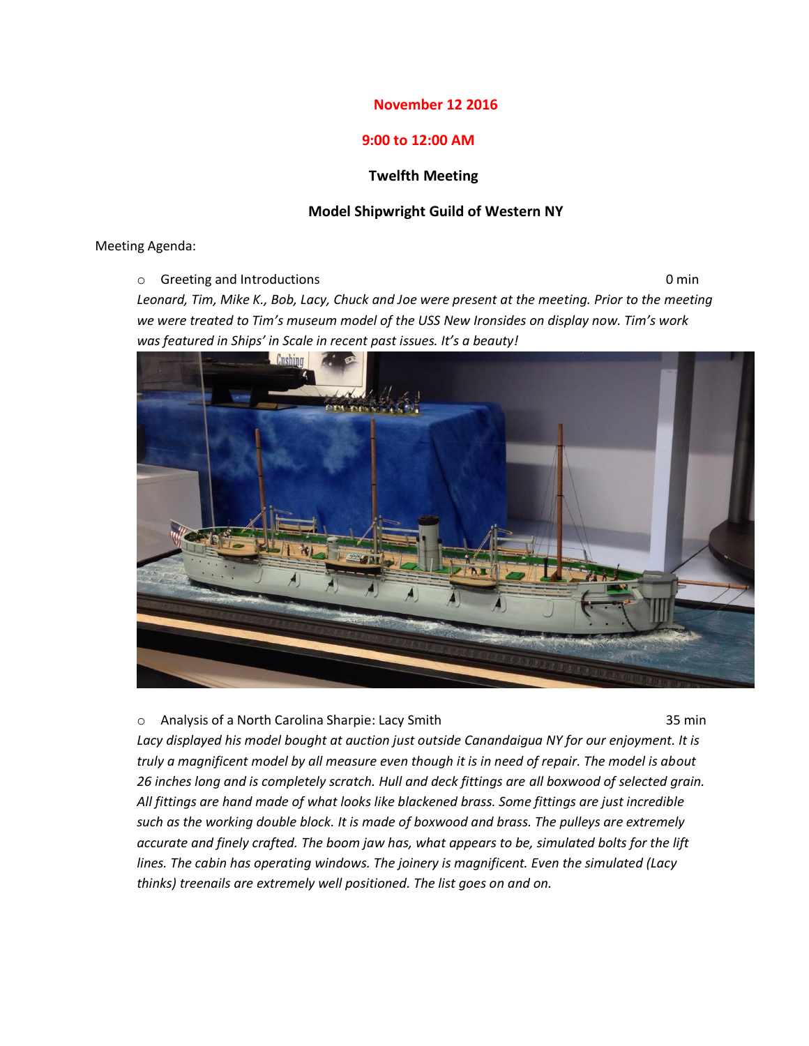**November 12 2016**

**9:00 to 12:00 AM**

**Twelfth Meeting**

**Model Shipwright Guild of Western NY**

Meeting Agenda:

- Greeting and Introductions 0 min

*Leonard, Tim, Mike K., Bob, Lacy, Chuck and Joe were present at the meeting. Prior to the meeting we were treated to Tim's museum model of the USS New Ironsides on display now. Tim's work was featured in Ships' in Scale in recent past issues. It's a beauty!*

- Analysis of a North Carolina Sharpie: Lacy Smith 35 min

*Lacy displayed his model bought at auction just outside Canandaigua NY for our enjoyment. It is truly a magnificent model by all measure even though it is in need of repair. The model is about 26 inches long and is completely scratch. Hull and deck fittings are all boxwood of selected grain. All fittings are hand made of what looks like blackened brass. Some fittings are just incredible such as the working double block. It is made of boxwood and brass. The pulleys are extremely accurate and finely crafted. The boom jaw has, what appears to be, simulated bolts for the lift lines. The cabin has operating windows. The joinery is magnificent. Even the simulated (Lacy thinks) treenails are extremely well positioned. The list goes on and on.*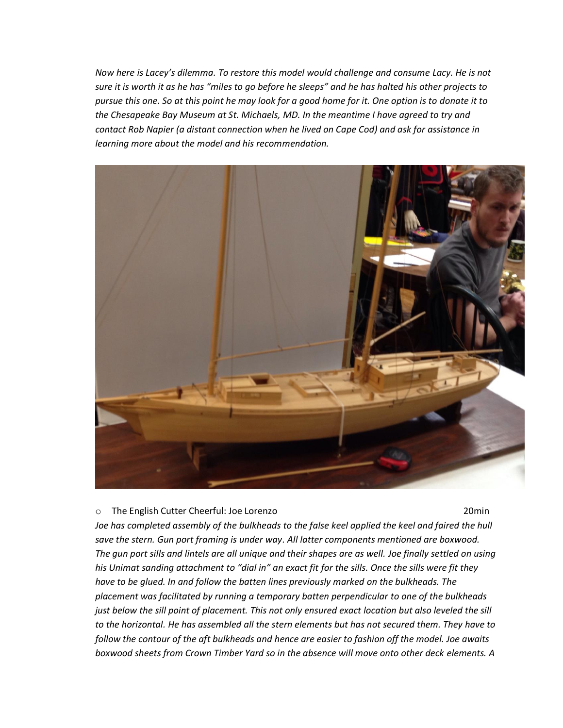*Now here is Lacey's dilemma. To restore this model would challenge and consume Lacy. He is not sure it is worth it as he has "miles to go before he sleeps" and he has halted his other projects to pursue this one. So at this point he may look for a good home for it. One option is to donate it to the Chesapeake Bay Museum at St. Michaels, MD. In the meantime I have agreed to try and contact Rob Napier (a distant connection when he lived on Cape Cod) and ask for assistance in learning more about the model and his recommendation.*

- The English Cutter Cheerful: Joe Lorenzo 20min

*Joe has completed assembly of the bulkheads to the false keel applied the keel and faired the hull save the stern. Gun port framing is under way. All latter components mentioned are boxwood. The gun port sills and lintels are all unique and their shapes are as well. Joe finally settled on using his Unimat sanding attachment to "dial in" an exact fit for the sills. Once the sills were fit they have to be glued. In and follow the batten lines previously marked on the bulkheads. The placement was facilitated by running a temporary batten perpendicular to one of the bulkheads just below the sill point of placement. This not only ensured exact location but also leveled the sill to the horizontal. He has assembled all the stern elements but has not secured them. They have to follow the contour of the aft bulkheads and hence are easier to fashion off the model. Joe awaits boxwood sheets from Crown Timber Yard so in the absence will move onto other deck elements. A*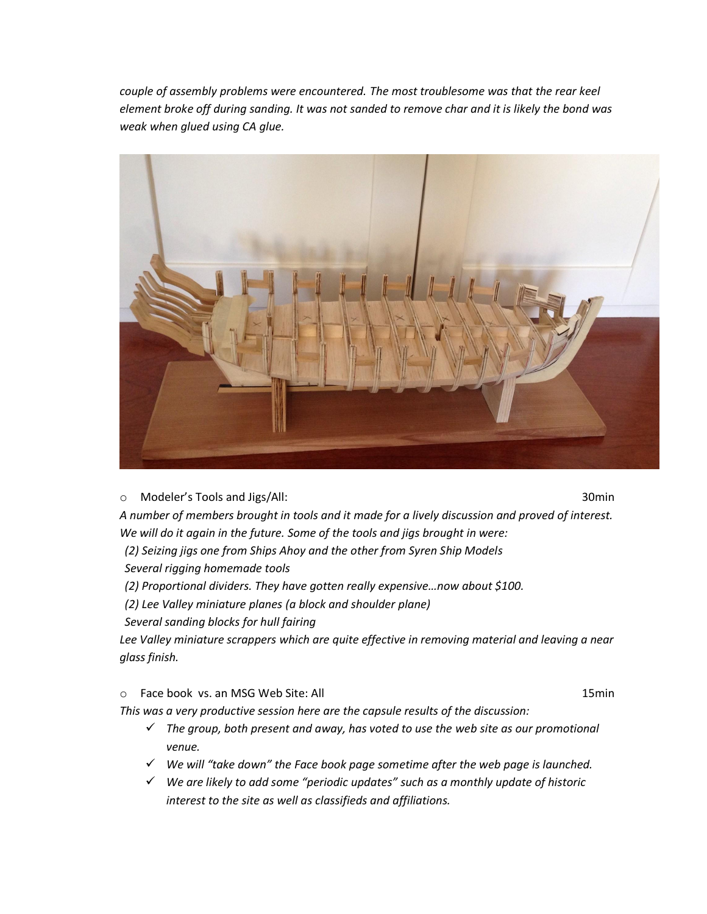*couple of assembly problems were encountered. The most troublesome was that the rear keel element broke off during sanding. It was not sanded to remove char and it is likely the bond was weak when glued using CA glue.*

- Modeler's Tools and Jigs/All: 30min

*A number of members brought in tools and it made for a lively discussion and proved of interest. We will do it again in the future. Some of the tools and jigs brought in were:*

*(2) Seizing jigs one from Ships Ahoy and the other from Syren Ship Models*

*Several rigging homemade tools*

*(2) Proportional dividers. They have gotten really expensive…now about $100.*

*(2) Lee Valley miniature planes (a block and shoulder plane)*

*Several sanding blocks for hull fairing*

*Lee Valley miniature scrappers which are quite effective in removing material and leaving a near glass finish.*

- Face book vs. an MSG Web Site: All 15min

*This was a very productive session here are the capsule results of the discussion:*

- ✓ *The group, both present and away, has voted to use the web site as our promotional venue.*
- ✓ *We will "take down" the Face book page sometime after the web page is launched.*
- ✓ *We are likely to add some "periodic updates" such as a monthly update of historic interest to the site as well as classifieds and affiliations.*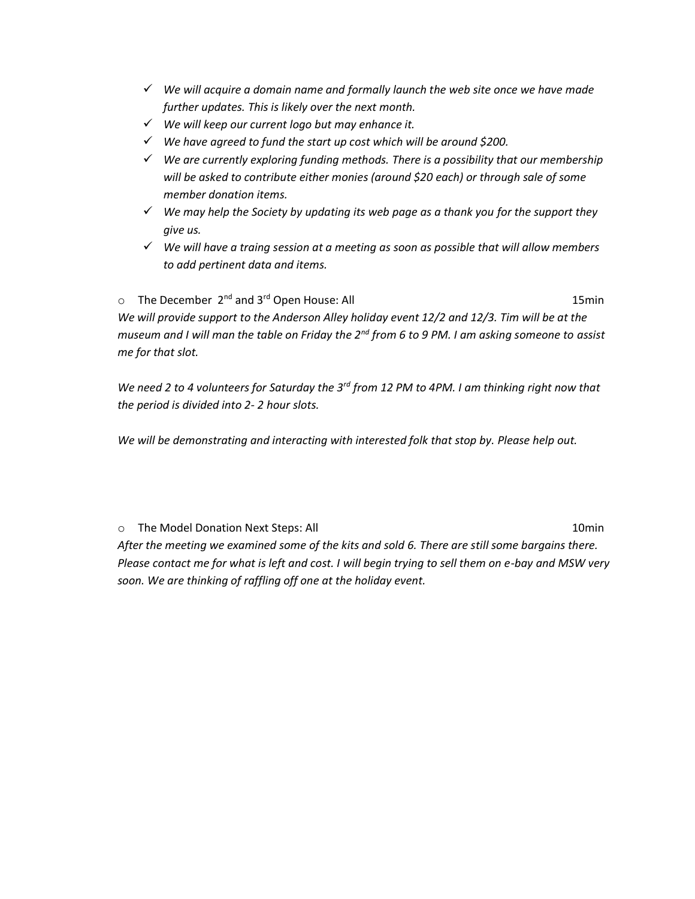- ✓ *We will acquire a domain name and formally launch the web site once we have made further updates. This is likely over the next month.*
- ✓ *We will keep our current logo but may enhance it.*
- ✓ *We have agreed to fund the start up cost which will be around $200.*
- ✓ *We are currently exploring funding methods. There is a possibility that our membership will be asked to contribute either monies (around $20 each) or through sale of some member donation items.*
- ✓ *We may help the Society by updating its web page as a thank you for the support they give us.*
- ✓ *We will have a traing session at a meeting as soon as possible that will allow members to add pertinent data and items.*

- The December 2nd and 3rd Open House: All — 15min

*We will provide support to the Anderson Alley holiday event 12/2 and 12/3. Tim will be at the museum and I will man the table on Friday the 2nd from 6 to 9 PM. I am asking someone to assist me for that slot.*

*We need 2 to 4 volunteers for Saturday the 3rd from 12 PM to 4PM. I am thinking right now that the period is divided into 2- 2 hour slots.*

*We will be demonstrating and interacting with interested folk that stop by. Please help out.*

- The Model Donation Next Steps: All — 10min

*After the meeting we examined some of the kits and sold 6. There are still some bargains there. Please contact me for what is left and cost. I will begin trying to sell them on e-bay and MSW very soon. We are thinking of raffling off one at the holiday event.*